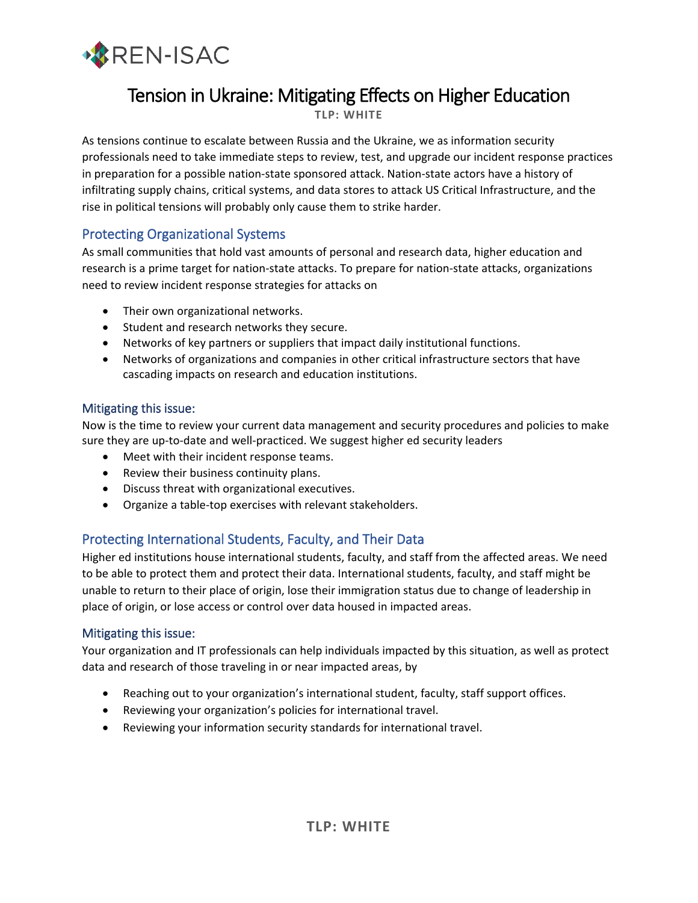REN-ISAC

# Tension in Ukraine: Mitigating Effects on Higher Education

**TLP: WHITE**

As tensions continue to escalate between Russia and the Ukraine, we as information security professionals need to take immediate steps to review, test, and upgrade our incident response practices in preparation for a possible nation-state sponsored attack. Nation-state actors have a history of infiltrating supply chains, critical systems, and data stores to attack US Critical Infrastructure, and the rise in political tensions will probably only cause them to strike harder.

## Protecting Organizational Systems

As small communities that hold vast amounts of personal and research data, higher education and research is a prime target for nation-state attacks. To prepare for nation-state attacks, organizations need to review incident response strategies for attacks on

- Their own organizational networks.
- Student and research networks they secure.
- Networks of key partners or suppliers that impact daily institutional functions.
- Networks of organizations and companies in other critical infrastructure sectors that have cascading impacts on research and education institutions.

### Mitigating this issue:

Now is the time to review your current data management and security procedures and policies to make sure they are up-to-date and well-practiced. We suggest higher ed security leaders

- Meet with their incident response teams.
- Review their business continuity plans.
- Discuss threat with organizational executives.
- Organize a table-top exercises with relevant stakeholders.

## Protecting International Students, Faculty, and Their Data

Higher ed institutions house international students, faculty, and staff from the affected areas. We need to be able to protect them and protect their data. International students, faculty, and staff might be unable to return to their place of origin, lose their immigration status due to change of leadership in place of origin, or lose access or control over data housed in impacted areas.

### Mitigating this issue:

Your organization and IT professionals can help individuals impacted by this situation, as well as protect data and research of those traveling in or near impacted areas, by

- Reaching out to your organization's international student, faculty, staff support offices.
- Reviewing your organization's policies for international travel.
- Reviewing your information security standards for international travel.

**TLP: WHITE**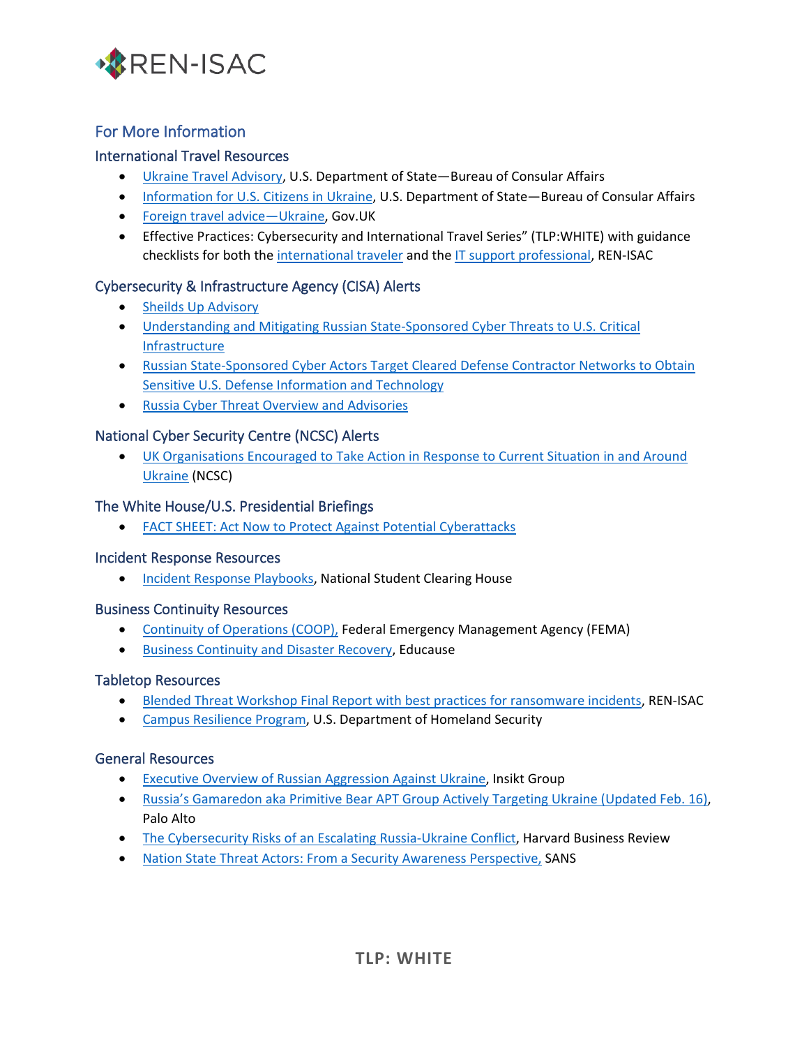## For More Information

### International Travel Resources

- Ukraine Travel Advisory, U.S. Department of State—Bureau of Consular Affairs
- Information for U.S. Citizens in Ukraine, U.S. Department of State—Bureau of Consular Affairs
- Foreign travel advice—Ukraine, Gov.UK
- Effective Practices: Cybersecurity and International Travel Series" (TLP:WHITE) with guidance checklists for both the international traveler and the IT support professional, REN-ISAC

### Cybersecurity & Infrastructure Agency (CISA) Alerts

- Sheilds Up Advisory
- Understanding and Mitigating Russian State-Sponsored Cyber Threats to U.S. Critical Infrastructure
- Russian State-Sponsored Cyber Actors Target Cleared Defense Contractor Networks to Obtain Sensitive U.S. Defense Information and Technology
- Russia Cyber Threat Overview and Advisories

### National Cyber Security Centre (NCSC) Alerts

- UK Organisations Encouraged to Take Action in Response to Current Situation in and Around Ukraine (NCSC)

### The White House/U.S. Presidential Briefings

- FACT SHEET: Act Now to Protect Against Potential Cyberattacks

### Incident Response Resources

- Incident Response Playbooks, National Student Clearing House

### Business Continuity Resources

- Continuity of Operations (COOP), Federal Emergency Management Agency (FEMA)
- Business Continuity and Disaster Recovery, Educause

### Tabletop Resources

- Blended Threat Workshop Final Report with best practices for ransomware incidents, REN-ISAC
- Campus Resilience Program, U.S. Department of Homeland Security

### General Resources

- Executive Overview of Russian Aggression Against Ukraine, Insikt Group
- Russia's Gamaredon aka Primitive Bear APT Group Actively Targeting Ukraine (Updated Feb. 16), Palo Alto
- The Cybersecurity Risks of an Escalating Russia-Ukraine Conflict, Harvard Business Review
- Nation State Threat Actors: From a Security Awareness Perspective, SANS

**TLP: WHITE**